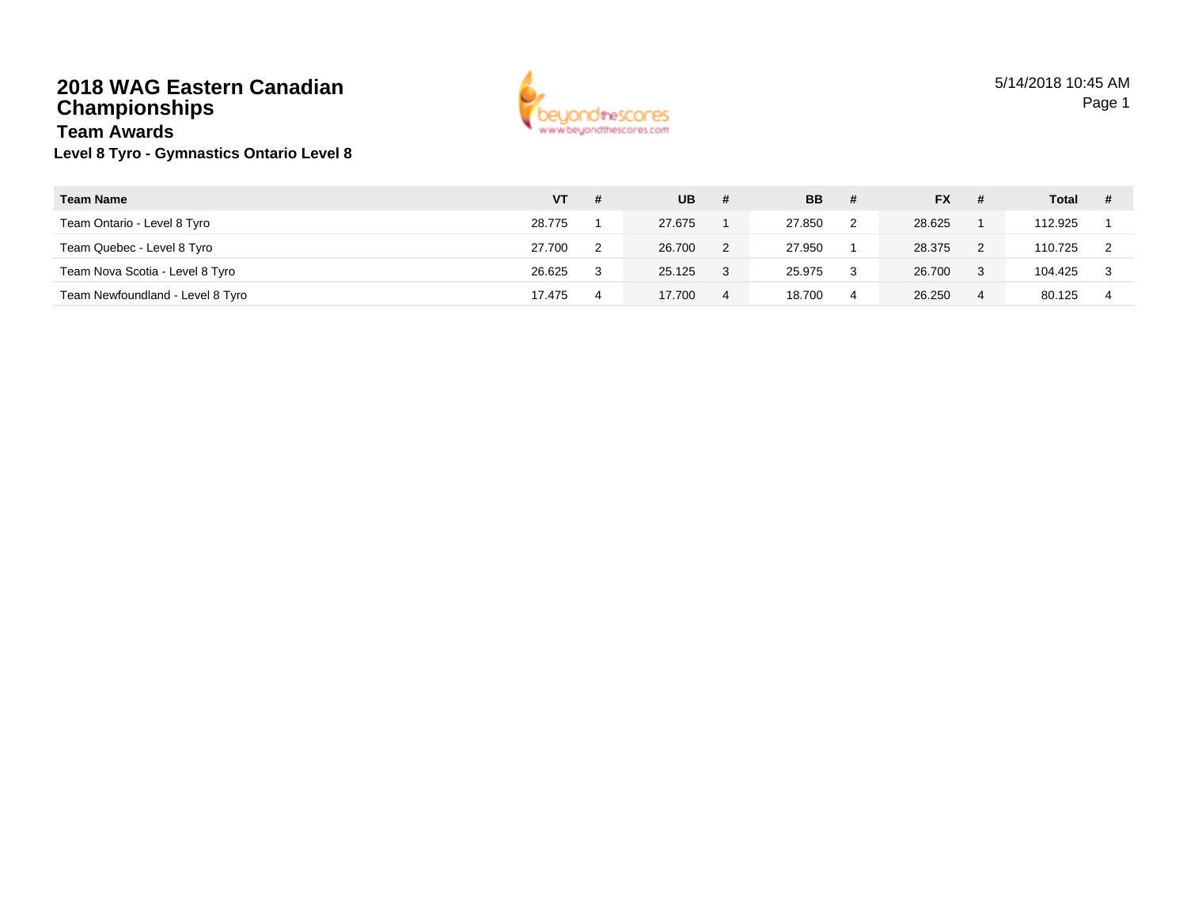# 2018 WAG Eastern Canadian Championships

## Team Awards

### Level 8 Tyro - Gymnastics Ontario Level 8

| Team Name | VT | # | UB | # | BB | # | FX | # | Total | # |
|---|---|---|---|---|---|---|---|---|---|---|
| Team Ontario - Level 8 Tyro | 28.775 | 1 | 27.675 | 1 | 27.850 | 2 | 28.625 | 1 | 112.925 | 1 |
| Team Quebec - Level 8 Tyro | 27.700 | 2 | 26.700 | 2 | 27.950 | 1 | 28.375 | 2 | 110.725 | 2 |
| Team Nova Scotia - Level 8 Tyro | 26.625 | 3 | 25.125 | 3 | 25.975 | 3 | 26.700 | 3 | 104.425 | 3 |
| Team Newfoundland - Level 8 Tyro | 17.475 | 4 | 17.700 | 4 | 18.700 | 4 | 26.250 | 4 | 80.125 | 4 |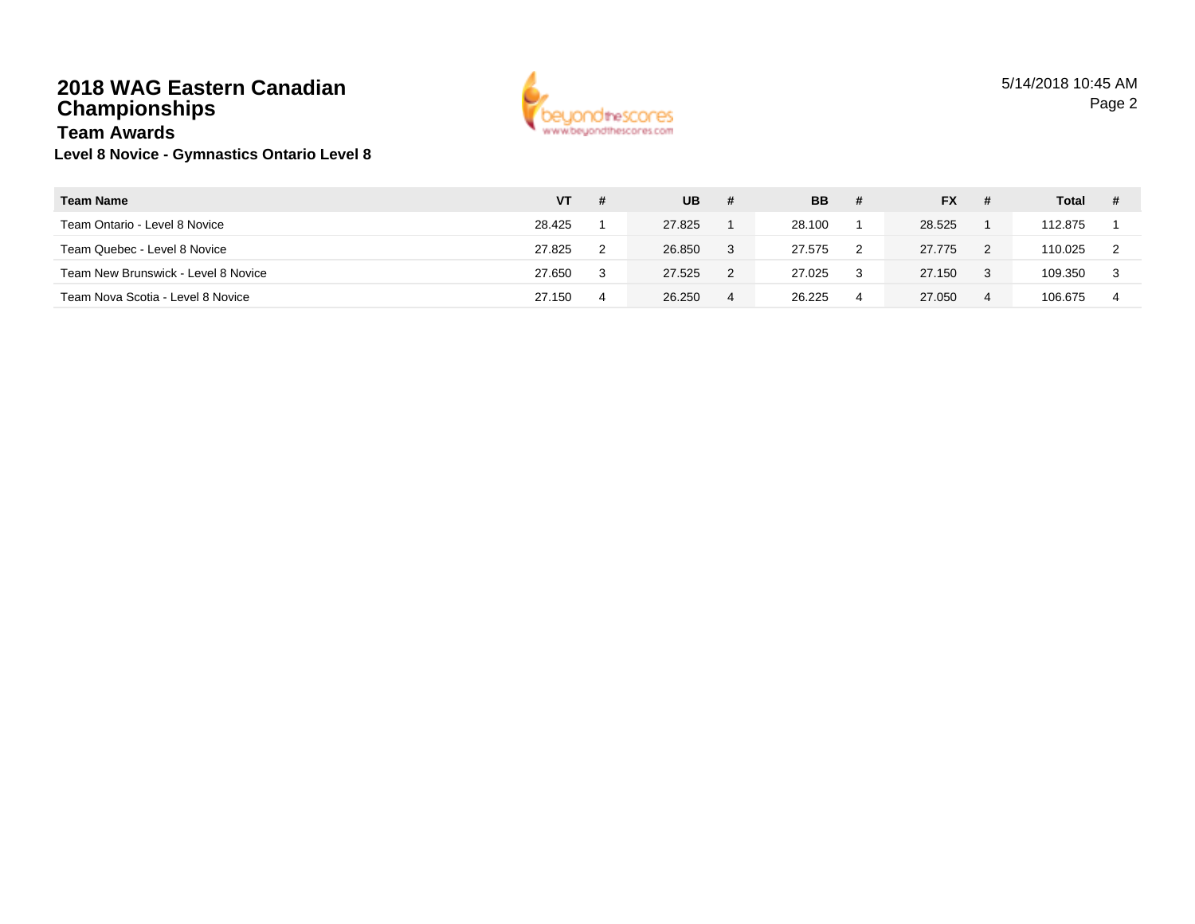# 2018 WAG Eastern Canadian Championships

## Team Awards

### Level 8 Novice - Gymnastics Ontario Level 8

| Team Name | VT | # | UB | # | BB | # | FX | # | Total | # |
|---|---|---|---|---|---|---|---|---|---|---|
| Team Ontario - Level 8 Novice | 28.425 | 1 | 27.825 | 1 | 28.100 | 1 | 28.525 | 1 | 112.875 | 1 |
| Team Quebec - Level 8 Novice | 27.825 | 2 | 26.850 | 3 | 27.575 | 2 | 27.775 | 2 | 110.025 | 2 |
| Team New Brunswick - Level 8 Novice | 27.650 | 3 | 27.525 | 2 | 27.025 | 3 | 27.150 | 3 | 109.350 | 3 |
| Team Nova Scotia - Level 8 Novice | 27.150 | 4 | 26.250 | 4 | 26.225 | 4 | 27.050 | 4 | 106.675 | 4 |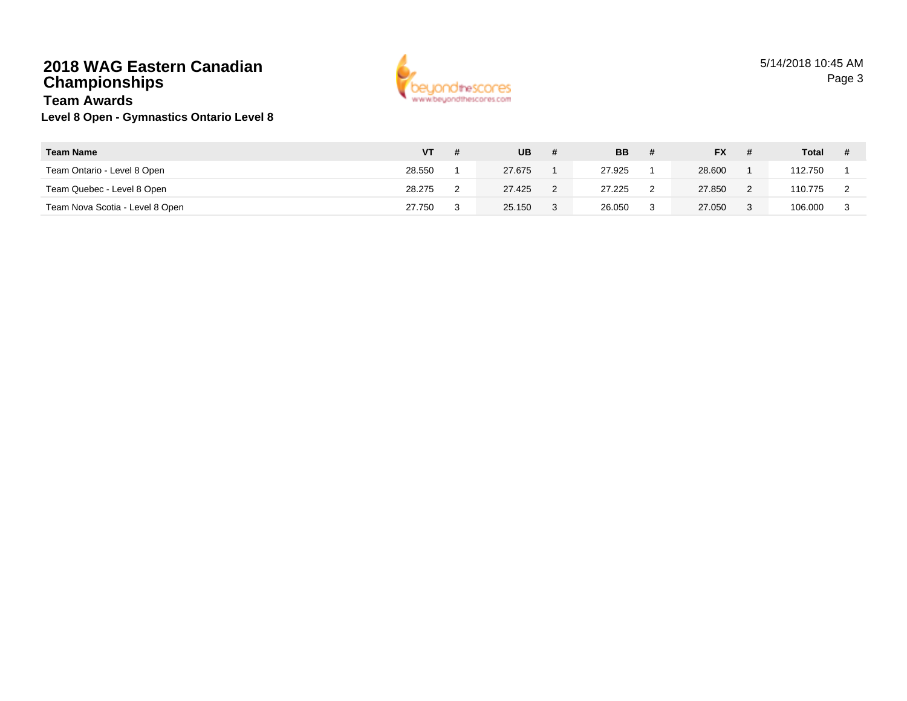# 2018 WAG Eastern Canadian Championships

## Team Awards

### Level 8 Open - Gymnastics Ontario Level 8

| Team Name | VT | # | UB | # | BB | # | FX | # | Total | # |
|---|---|---|---|---|---|---|---|---|---|---|
| Team Ontario - Level 8 Open | 28.550 | 1 | 27.675 | 1 | 27.925 | 1 | 28.600 | 1 | 112.750 | 1 |
| Team Quebec - Level 8 Open | 28.275 | 2 | 27.425 | 2 | 27.225 | 2 | 27.850 | 2 | 110.775 | 2 |
| Team Nova Scotia - Level 8 Open | 27.750 | 3 | 25.150 | 3 | 26.050 | 3 | 27.050 | 3 | 106.000 | 3 |